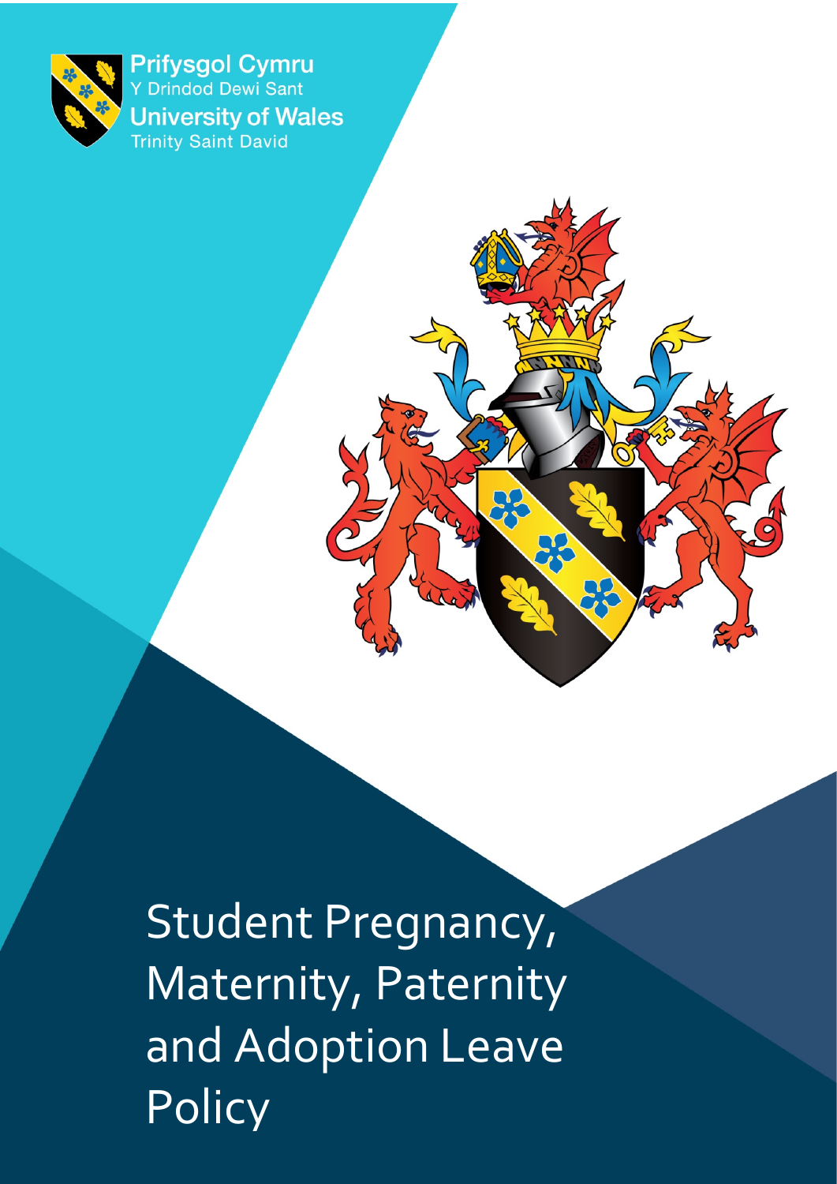Prifysgol Cymru
Y Drindod Dewi Sant
University of Wales
Trinity Saint David

# Student Pregnancy, Maternity, Paternity and Adoption Leave Policy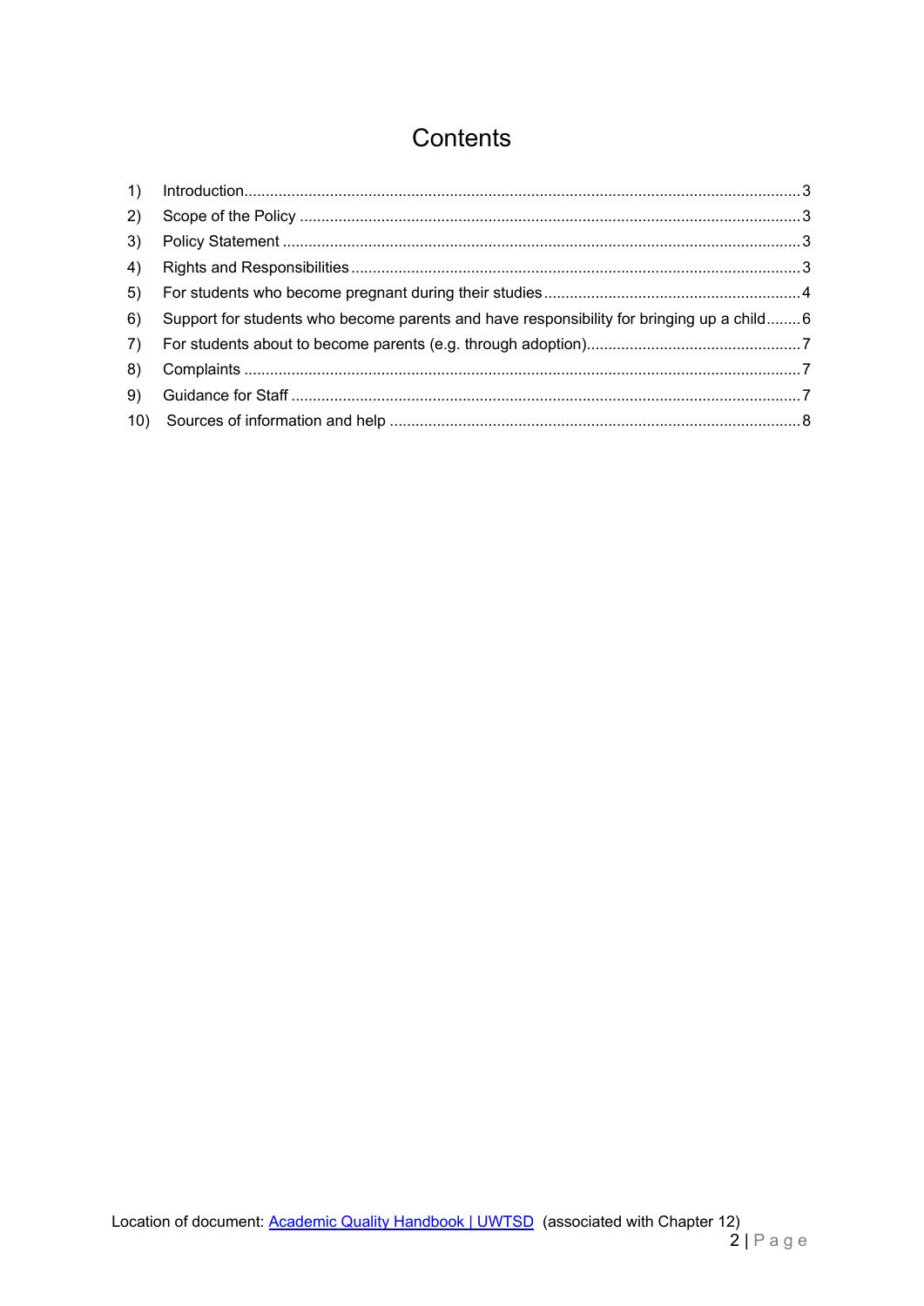# Contents

1) Introduction 3
2) Scope of the Policy 3
3) Policy Statement 3
4) Rights and Responsibilities 3
5) For students who become pregnant during their studies 4
6) Support for students who become parents and have responsibility for bringing up a child 6
7) For students about to become parents (e.g. through adoption) 7
8) Complaints 7
9) Guidance for Staff 7
10) Sources of information and help 8

Location of document: [Academic Quality Handbook | UWTSD] (associated with Chapter 12)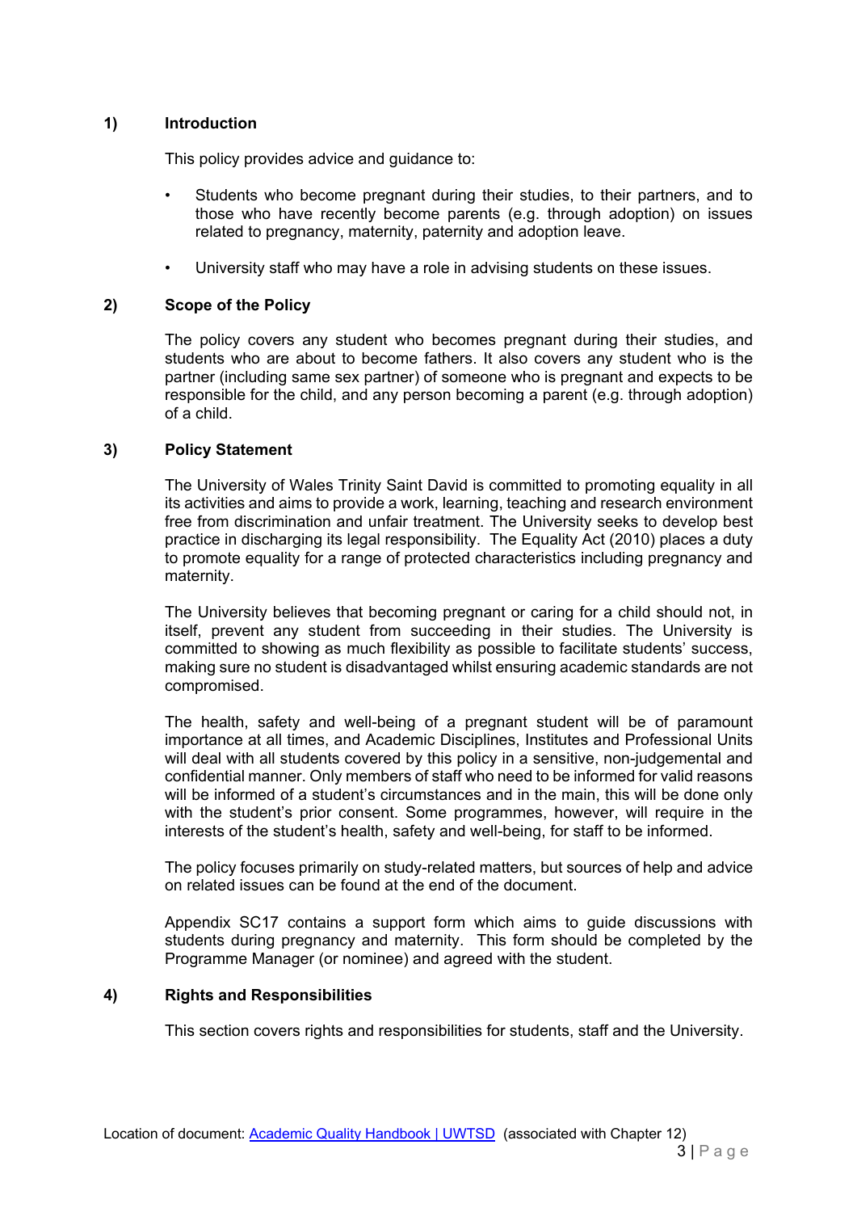## 1) Introduction

This policy provides advice and guidance to:

- Students who become pregnant during their studies, to their partners, and to those who have recently become parents (e.g. through adoption) on issues related to pregnancy, maternity, paternity and adoption leave.
- University staff who may have a role in advising students on these issues.

## 2) Scope of the Policy

The policy covers any student who becomes pregnant during their studies, and students who are about to become fathers. It also covers any student who is the partner (including same sex partner) of someone who is pregnant and expects to be responsible for the child, and any person becoming a parent (e.g. through adoption) of a child.

## 3) Policy Statement

The University of Wales Trinity Saint David is committed to promoting equality in all its activities and aims to provide a work, learning, teaching and research environment free from discrimination and unfair treatment. The University seeks to develop best practice in discharging its legal responsibility. The Equality Act (2010) places a duty to promote equality for a range of protected characteristics including pregnancy and maternity.

The University believes that becoming pregnant or caring for a child should not, in itself, prevent any student from succeeding in their studies. The University is committed to showing as much flexibility as possible to facilitate students' success, making sure no student is disadvantaged whilst ensuring academic standards are not compromised.

The health, safety and well-being of a pregnant student will be of paramount importance at all times, and Academic Disciplines, Institutes and Professional Units will deal with all students covered by this policy in a sensitive, non-judgemental and confidential manner. Only members of staff who need to be informed for valid reasons will be informed of a student's circumstances and in the main, this will be done only with the student's prior consent. Some programmes, however, will require in the interests of the student's health, safety and well-being, for staff to be informed.

The policy focuses primarily on study-related matters, but sources of help and advice on related issues can be found at the end of the document.

Appendix SC17 contains a support form which aims to guide discussions with students during pregnancy and maternity. This form should be completed by the Programme Manager (or nominee) and agreed with the student.

## 4) Rights and Responsibilities

This section covers rights and responsibilities for students, staff and the University.

Location of document: [Academic Quality Handbook | UWTSD](Academic Quality Handbook | UWTSD) (associated with Chapter 12)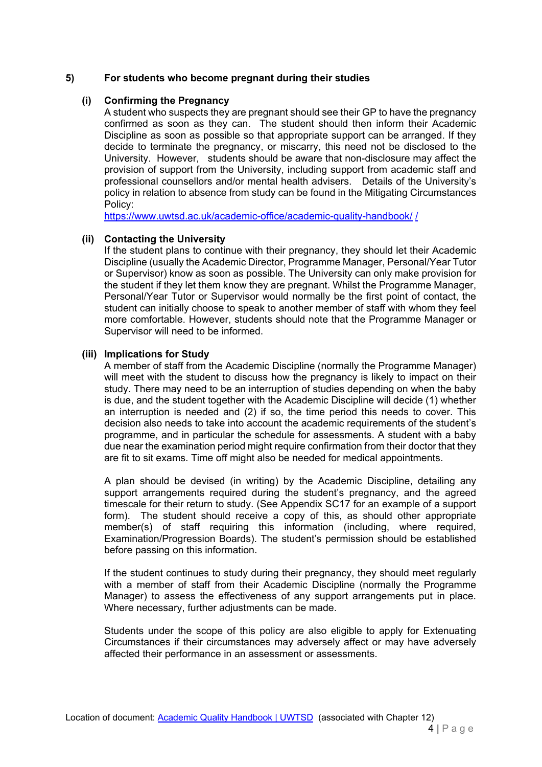## 5) For students who become pregnant during their studies

### (i) Confirming the Pregnancy

A student who suspects they are pregnant should see their GP to have the pregnancy confirmed as soon as they can. The student should then inform their Academic Discipline as soon as possible so that appropriate support can be arranged. If they decide to terminate the pregnancy, or miscarry, this need not be disclosed to the University. However, students should be aware that non-disclosure may affect the provision of support from the University, including support from academic staff and professional counsellors and/or mental health advisers. Details of the University's policy in relation to absence from study can be found in the Mitigating Circumstances Policy:
[https://www.uwtsd.ac.uk/academic-office/academic-quality-handbook/](https://www.uwtsd.ac.uk/academic-office/academic-quality-handbook/) /

### (ii) Contacting the University

If the student plans to continue with their pregnancy, they should let their Academic Discipline (usually the Academic Director, Programme Manager, Personal/Year Tutor or Supervisor) know as soon as possible. The University can only make provision for the student if they let them know they are pregnant. Whilst the Programme Manager, Personal/Year Tutor or Supervisor would normally be the first point of contact, the student can initially choose to speak to another member of staff with whom they feel more comfortable. However, students should note that the Programme Manager or Supervisor will need to be informed.

### (iii) Implications for Study

A member of staff from the Academic Discipline (normally the Programme Manager) will meet with the student to discuss how the pregnancy is likely to impact on their study. There may need to be an interruption of studies depending on when the baby is due, and the student together with the Academic Discipline will decide (1) whether an interruption is needed and (2) if so, the time period this needs to cover. This decision also needs to take into account the academic requirements of the student's programme, and in particular the schedule for assessments. A student with a baby due near the examination period might require confirmation from their doctor that they are fit to sit exams. Time off might also be needed for medical appointments.

A plan should be devised (in writing) by the Academic Discipline, detailing any support arrangements required during the student's pregnancy, and the agreed timescale for their return to study. (See Appendix SC17 for an example of a support form). The student should receive a copy of this, as should other appropriate member(s) of staff requiring this information (including, where required, Examination/Progression Boards). The student's permission should be established before passing on this information.

If the student continues to study during their pregnancy, they should meet regularly with a member of staff from their Academic Discipline (normally the Programme Manager) to assess the effectiveness of any support arrangements put in place. Where necessary, further adjustments can be made.

Students under the scope of this policy are also eligible to apply for Extenuating Circumstances if their circumstances may adversely affect or may have adversely affected their performance in an assessment or assessments.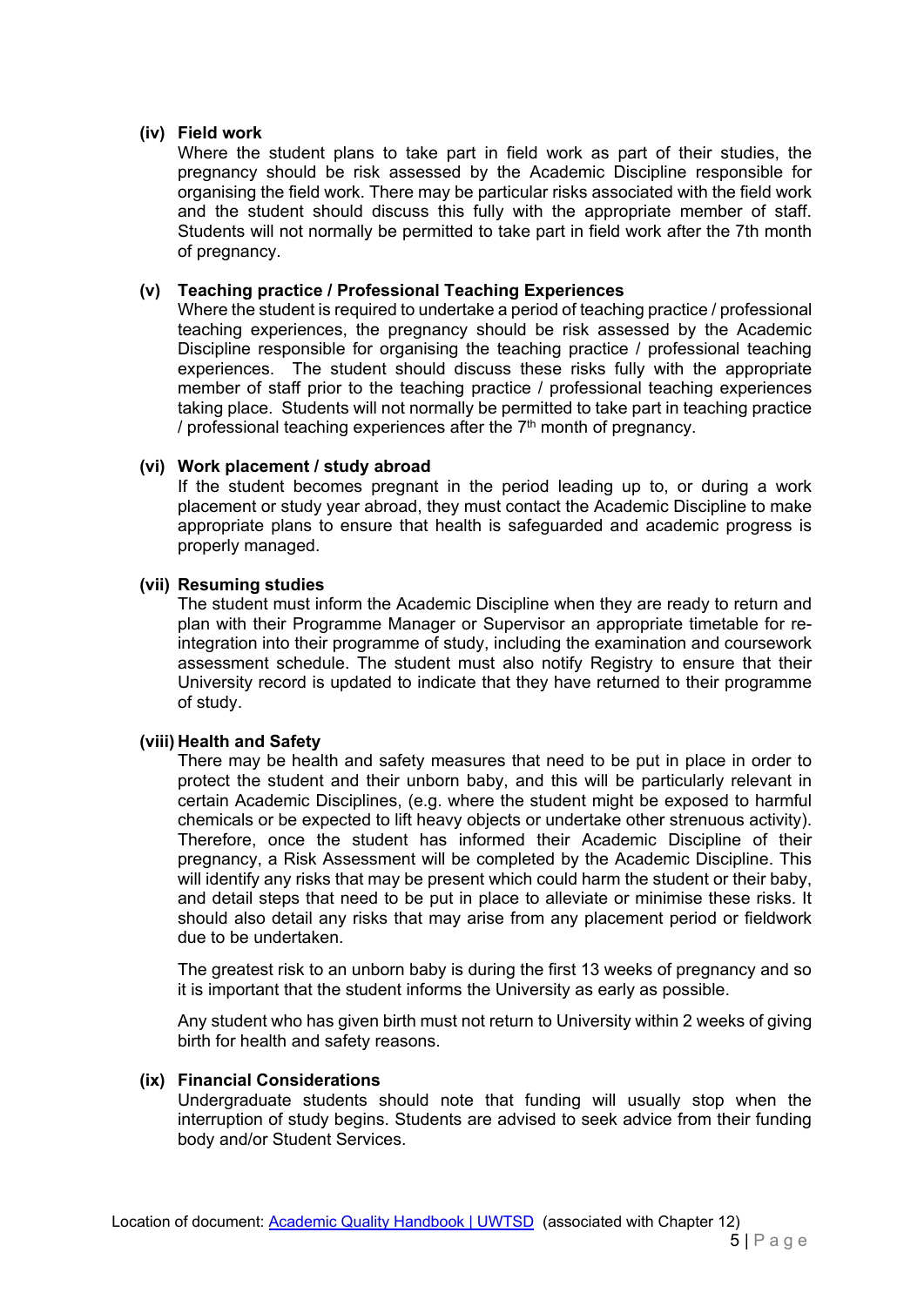**(iv) Field work**

Where the student plans to take part in field work as part of their studies, the pregnancy should be risk assessed by the Academic Discipline responsible for organising the field work. There may be particular risks associated with the field work and the student should discuss this fully with the appropriate member of staff. Students will not normally be permitted to take part in field work after the 7th month of pregnancy.

**(v) Teaching practice / Professional Teaching Experiences**

Where the student is required to undertake a period of teaching practice / professional teaching experiences, the pregnancy should be risk assessed by the Academic Discipline responsible for organising the teaching practice / professional teaching experiences. The student should discuss these risks fully with the appropriate member of staff prior to the teaching practice / professional teaching experiences taking place. Students will not normally be permitted to take part in teaching practice / professional teaching experiences after the 7th month of pregnancy.

**(vi) Work placement / study abroad**

If the student becomes pregnant in the period leading up to, or during a work placement or study year abroad, they must contact the Academic Discipline to make appropriate plans to ensure that health is safeguarded and academic progress is properly managed.

**(vii) Resuming studies**

The student must inform the Academic Discipline when they are ready to return and plan with their Programme Manager or Supervisor an appropriate timetable for re-integration into their programme of study, including the examination and coursework assessment schedule. The student must also notify Registry to ensure that their University record is updated to indicate that they have returned to their programme of study.

**(viii) Health and Safety**

There may be health and safety measures that need to be put in place in order to protect the student and their unborn baby, and this will be particularly relevant in certain Academic Disciplines, (e.g. where the student might be exposed to harmful chemicals or be expected to lift heavy objects or undertake other strenuous activity). Therefore, once the student has informed their Academic Discipline of their pregnancy, a Risk Assessment will be completed by the Academic Discipline. This will identify any risks that may be present which could harm the student or their baby, and detail steps that need to be put in place to alleviate or minimise these risks. It should also detail any risks that may arise from any placement period or fieldwork due to be undertaken.

The greatest risk to an unborn baby is during the first 13 weeks of pregnancy and so it is important that the student informs the University as early as possible.

Any student who has given birth must not return to University within 2 weeks of giving birth for health and safety reasons.

**(ix) Financial Considerations**

Undergraduate students should note that funding will usually stop when the interruption of study begins. Students are advised to seek advice from their funding body and/or Student Services.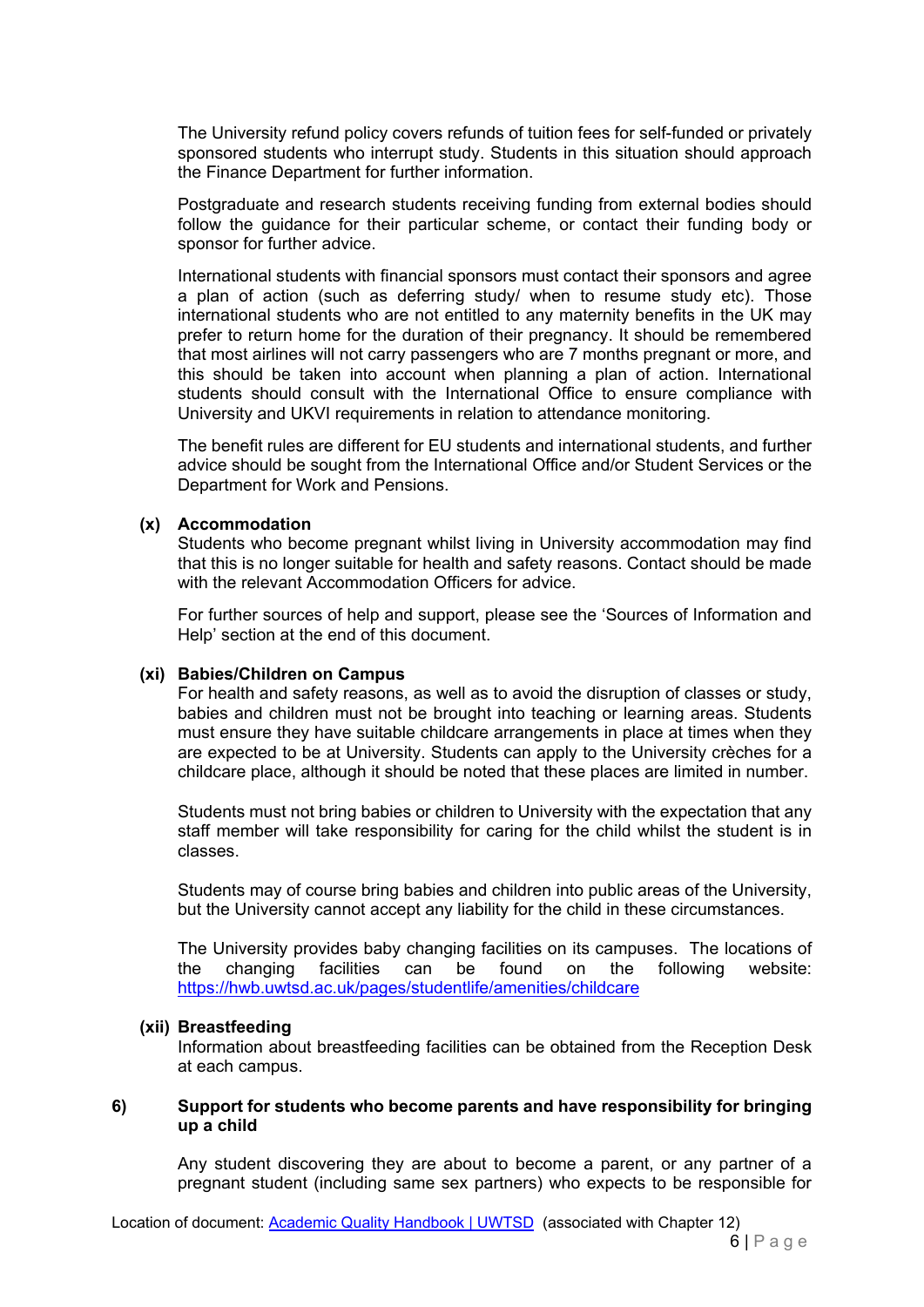The University refund policy covers refunds of tuition fees for self-funded or privately sponsored students who interrupt study. Students in this situation should approach the Finance Department for further information.

Postgraduate and research students receiving funding from external bodies should follow the guidance for their particular scheme, or contact their funding body or sponsor for further advice.

International students with financial sponsors must contact their sponsors and agree a plan of action (such as deferring study/ when to resume study etc). Those international students who are not entitled to any maternity benefits in the UK may prefer to return home for the duration of their pregnancy. It should be remembered that most airlines will not carry passengers who are 7 months pregnant or more, and this should be taken into account when planning a plan of action. International students should consult with the International Office to ensure compliance with University and UKVI requirements in relation to attendance monitoring.

The benefit rules are different for EU students and international students, and further advice should be sought from the International Office and/or Student Services or the Department for Work and Pensions.

**(x) Accommodation**

Students who become pregnant whilst living in University accommodation may find that this is no longer suitable for health and safety reasons. Contact should be made with the relevant Accommodation Officers for advice.

For further sources of help and support, please see the 'Sources of Information and Help' section at the end of this document.

**(xi) Babies/Children on Campus**

For health and safety reasons, as well as to avoid the disruption of classes or study, babies and children must not be brought into teaching or learning areas. Students must ensure they have suitable childcare arrangements in place at times when they are expected to be at University. Students can apply to the University crèches for a childcare place, although it should be noted that these places are limited in number.

Students must not bring babies or children to University with the expectation that any staff member will take responsibility for caring for the child whilst the student is in classes.

Students may of course bring babies and children into public areas of the University, but the University cannot accept any liability for the child in these circumstances.

The University provides baby changing facilities on its campuses. The locations of the changing facilities can be found on the following website: [https://hwb.uwtsd.ac.uk/pages/studentlife/amenities/childcare](https://hwb.uwtsd.ac.uk/pages/studentlife/amenities/childcare)

**(xii) Breastfeeding**

Information about breastfeeding facilities can be obtained from the Reception Desk at each campus.

## 6) Support for students who become parents and have responsibility for bringing up a child

Any student discovering they are about to become a parent, or any partner of a pregnant student (including same sex partners) who expects to be responsible for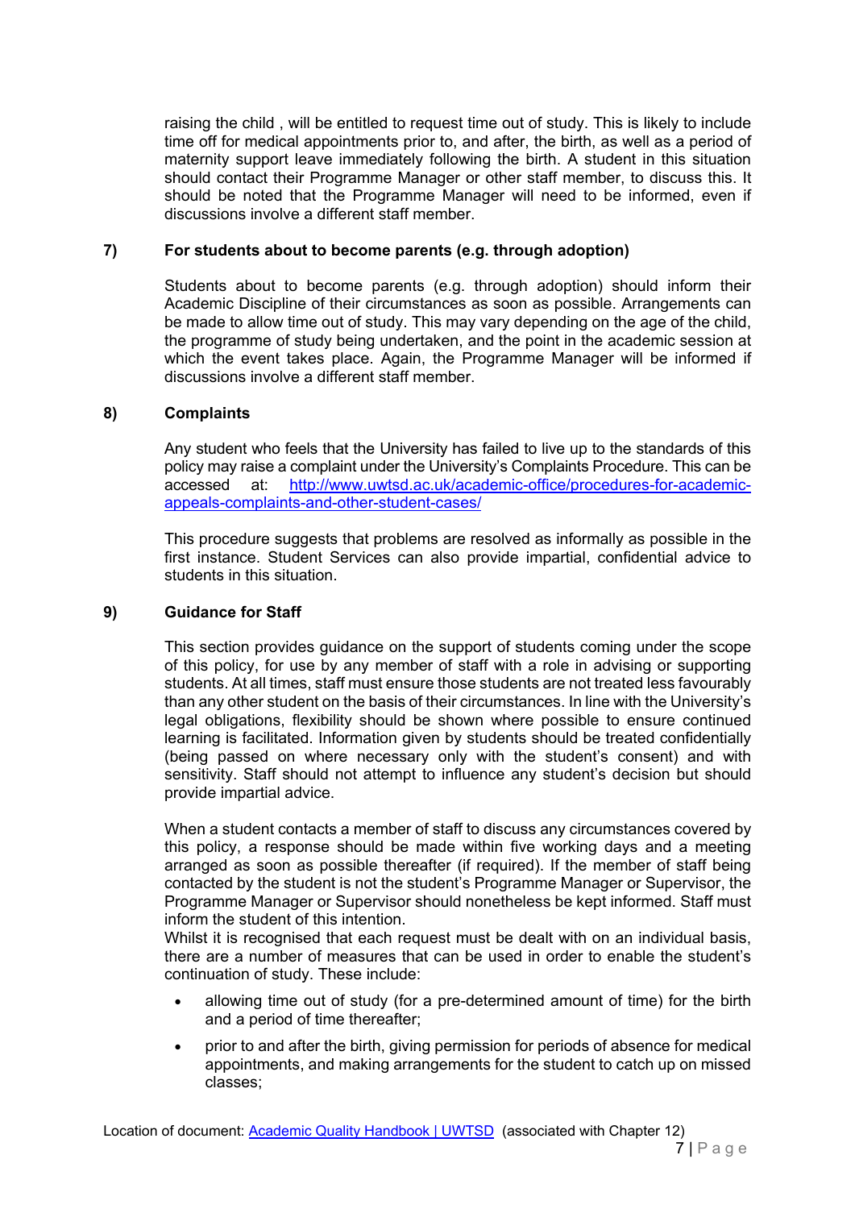raising the child , will be entitled to request time out of study. This is likely to include time off for medical appointments prior to, and after, the birth, as well as a period of maternity support leave immediately following the birth. A student in this situation should contact their Programme Manager or other staff member, to discuss this. It should be noted that the Programme Manager will need to be informed, even if discussions involve a different staff member.

## 7) For students about to become parents (e.g. through adoption)

Students about to become parents (e.g. through adoption) should inform their Academic Discipline of their circumstances as soon as possible. Arrangements can be made to allow time out of study. This may vary depending on the age of the child, the programme of study being undertaken, and the point in the academic session at which the event takes place. Again, the Programme Manager will be informed if discussions involve a different staff member.

## 8) Complaints

Any student who feels that the University has failed to live up to the standards of this policy may raise a complaint under the University's Complaints Procedure. This can be accessed at: [http://www.uwtsd.ac.uk/academic-office/procedures-for-academic-appeals-complaints-and-other-student-cases/](http://www.uwtsd.ac.uk/academic-office/procedures-for-academic-appeals-complaints-and-other-student-cases/)

This procedure suggests that problems are resolved as informally as possible in the first instance. Student Services can also provide impartial, confidential advice to students in this situation.

## 9) Guidance for Staff

This section provides guidance on the support of students coming under the scope of this policy, for use by any member of staff with a role in advising or supporting students. At all times, staff must ensure those students are not treated less favourably than any other student on the basis of their circumstances. In line with the University's legal obligations, flexibility should be shown where possible to ensure continued learning is facilitated. Information given by students should be treated confidentially (being passed on where necessary only with the student's consent) and with sensitivity. Staff should not attempt to influence any student's decision but should provide impartial advice.

When a student contacts a member of staff to discuss any circumstances covered by this policy, a response should be made within five working days and a meeting arranged as soon as possible thereafter (if required). If the member of staff being contacted by the student is not the student's Programme Manager or Supervisor, the Programme Manager or Supervisor should nonetheless be kept informed. Staff must inform the student of this intention.

Whilst it is recognised that each request must be dealt with on an individual basis, there are a number of measures that can be used in order to enable the student's continuation of study. These include:

- allowing time out of study (for a pre-determined amount of time) for the birth and a period of time thereafter;
- prior to and after the birth, giving permission for periods of absence for medical appointments, and making arrangements for the student to catch up on missed classes;

Location of document: [Academic Quality Handbook | UWTSD](#) (associated with Chapter 12)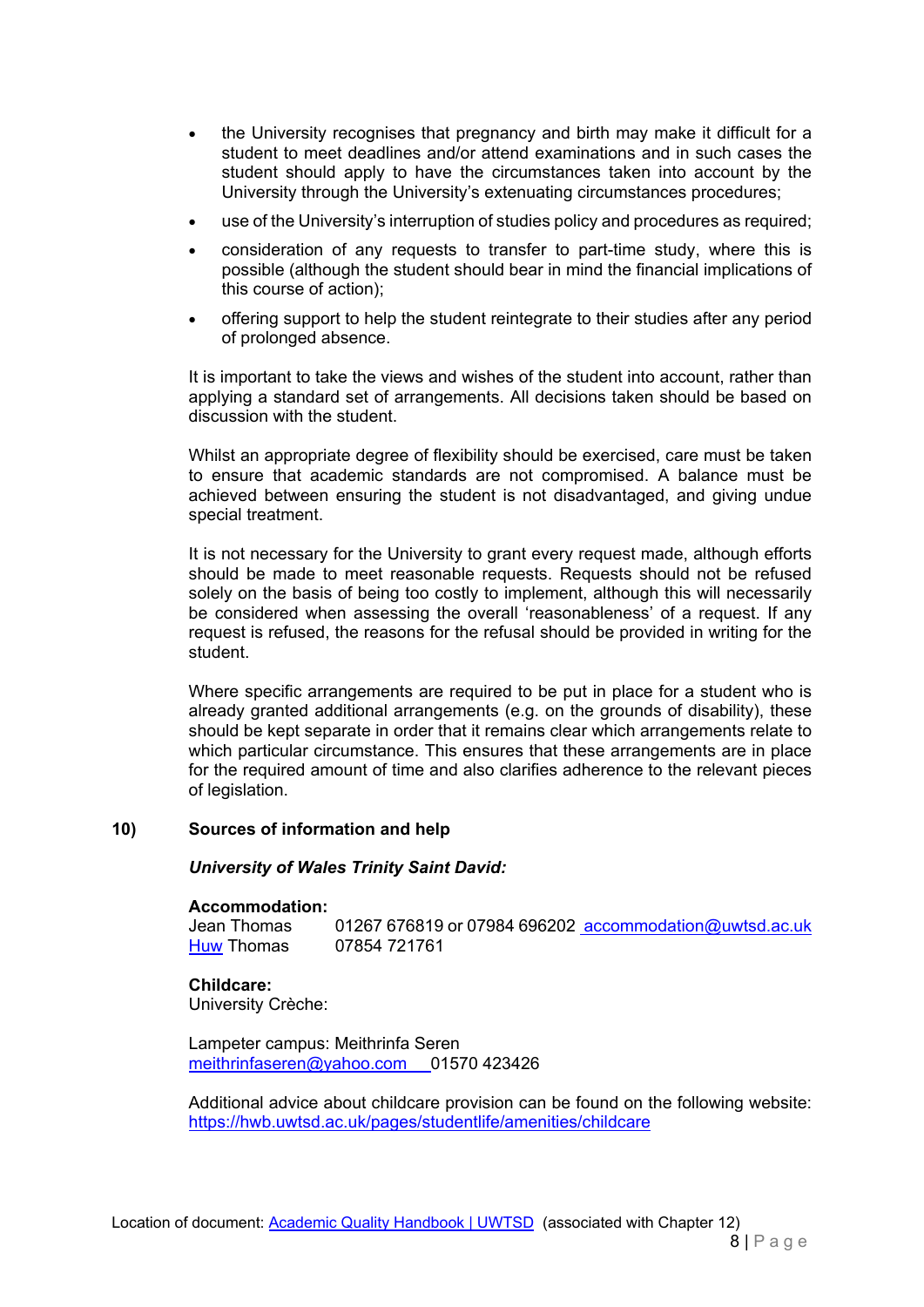- the University recognises that pregnancy and birth may make it difficult for a student to meet deadlines and/or attend examinations and in such cases the student should apply to have the circumstances taken into account by the University through the University's extenuating circumstances procedures;
- use of the University's interruption of studies policy and procedures as required;
- consideration of any requests to transfer to part-time study, where this is possible (although the student should bear in mind the financial implications of this course of action);
- offering support to help the student reintegrate to their studies after any period of prolonged absence.

It is important to take the views and wishes of the student into account, rather than applying a standard set of arrangements. All decisions taken should be based on discussion with the student.

Whilst an appropriate degree of flexibility should be exercised, care must be taken to ensure that academic standards are not compromised. A balance must be achieved between ensuring the student is not disadvantaged, and giving undue special treatment.

It is not necessary for the University to grant every request made, although efforts should be made to meet reasonable requests. Requests should not be refused solely on the basis of being too costly to implement, although this will necessarily be considered when assessing the overall 'reasonableness' of a request. If any request is refused, the reasons for the refusal should be provided in writing for the student.

Where specific arrangements are required to be put in place for a student who is already granted additional arrangements (e.g. on the grounds of disability), these should be kept separate in order that it remains clear which arrangements relate to which particular circumstance. This ensures that these arrangements are in place for the required amount of time and also clarifies adherence to the relevant pieces of legislation.

## 10) Sources of information and help

***University of Wales Trinity Saint David:***

**Accommodation:**
Jean Thomas 01267 676819 or 07984 696202 accommodation@uwtsd.ac.uk
Huw Thomas 07854 721761

**Childcare:**
University Crèche:

Lampeter campus: Meithrinfa Seren
meithrinfaseren@yahoo.com 01570 423426

Additional advice about childcare provision can be found on the following website:
https://hwb.uwtsd.ac.uk/pages/studentlife/amenities/childcare

Location of document: Academic Quality Handbook | UWTSD (associated with Chapter 12)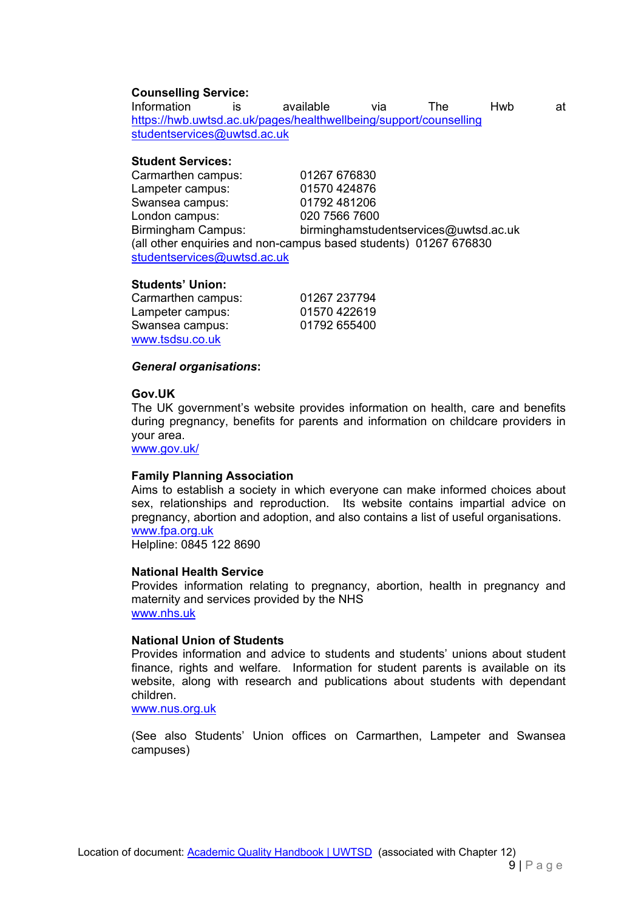**Counselling Service:**
Information is available via The Hwb at https://hwb.uwtsd.ac.uk/pages/healthwellbeing/support/counselling
studentservices@uwtsd.ac.uk

**Student Services:**

Carmarthen campus: 01267 676830
Lampeter campus: 01570 424876
Swansea campus: 01792 481206
London campus: 020 7566 7600
Birmingham Campus: birminghamstudentservices@uwtsd.ac.uk
(all other enquiries and non-campus based students) 01267 676830
studentservices@uwtsd.ac.uk

**Students' Union:**

Carmarthen campus: 01267 237794
Lampeter campus: 01570 422619
Swansea campus: 01792 655400
www.tsdsu.co.uk

***General organisations*:**

**Gov.UK**
The UK government's website provides information on health, care and benefits during pregnancy, benefits for parents and information on childcare providers in your area.
www.gov.uk/

**Family Planning Association**
Aims to establish a society in which everyone can make informed choices about sex, relationships and reproduction. Its website contains impartial advice on pregnancy, abortion and adoption, and also contains a list of useful organisations.
www.fpa.org.uk
Helpline: 0845 122 8690

**National Health Service**
Provides information relating to pregnancy, abortion, health in pregnancy and maternity and services provided by the NHS
www.nhs.uk

**National Union of Students**
Provides information and advice to students and students' unions about student finance, rights and welfare. Information for student parents is available on its website, along with research and publications about students with dependant children.
www.nus.org.uk

(See also Students' Union offices on Carmarthen, Lampeter and Swansea campuses)

Location of document: Academic Quality Handbook | UWTSD (associated with Chapter 12)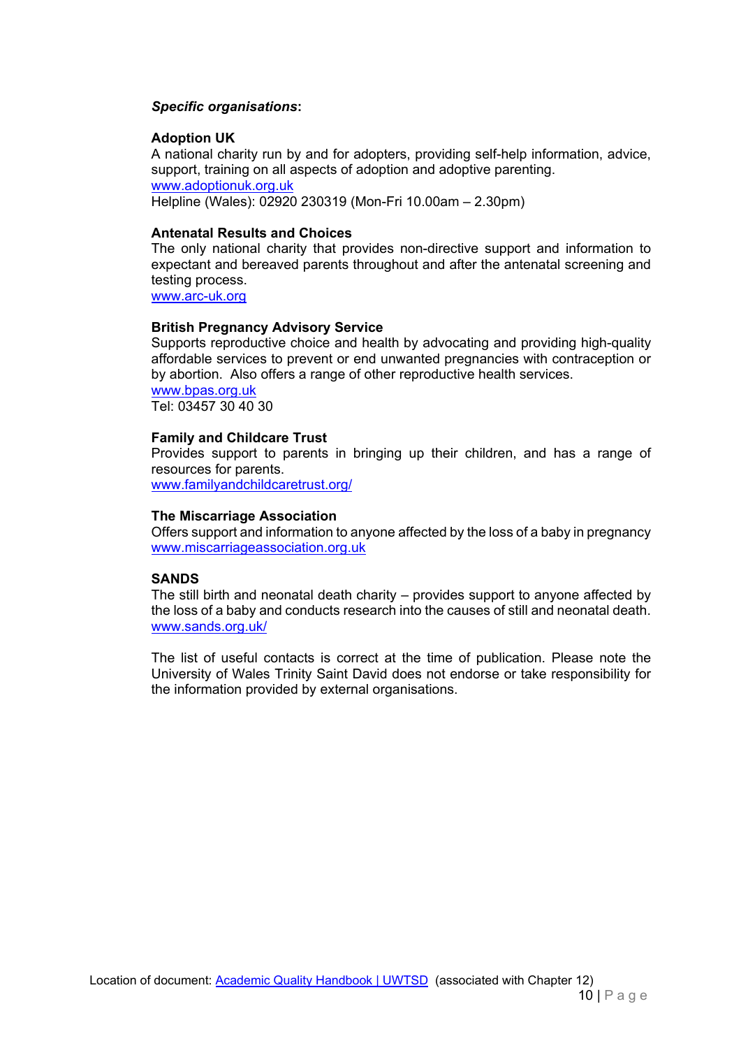***Specific organisations*:**

**Adoption UK**
A national charity run by and for adopters, providing self-help information, advice, support, training on all aspects of adoption and adoptive parenting.
www.adoptionuk.org.uk
Helpline (Wales): 02920 230319 (Mon-Fri 10.00am – 2.30pm)

**Antenatal Results and Choices**
The only national charity that provides non-directive support and information to expectant and bereaved parents throughout and after the antenatal screening and testing process.
www.arc-uk.org

**British Pregnancy Advisory Service**
Supports reproductive choice and health by advocating and providing high-quality affordable services to prevent or end unwanted pregnancies with contraception or by abortion. Also offers a range of other reproductive health services.
www.bpas.org.uk
Tel: 03457 30 40 30

**Family and Childcare Trust**
Provides support to parents in bringing up their children, and has a range of resources for parents.
www.familyandchildcaretrust.org/

**The Miscarriage Association**
Offers support and information to anyone affected by the loss of a baby in pregnancy
www.miscarriageassociation.org.uk

**SANDS**
The still birth and neonatal death charity – provides support to anyone affected by the loss of a baby and conducts research into the causes of still and neonatal death.
www.sands.org.uk/

The list of useful contacts is correct at the time of publication. Please note the University of Wales Trinity Saint David does not endorse or take responsibility for the information provided by external organisations.